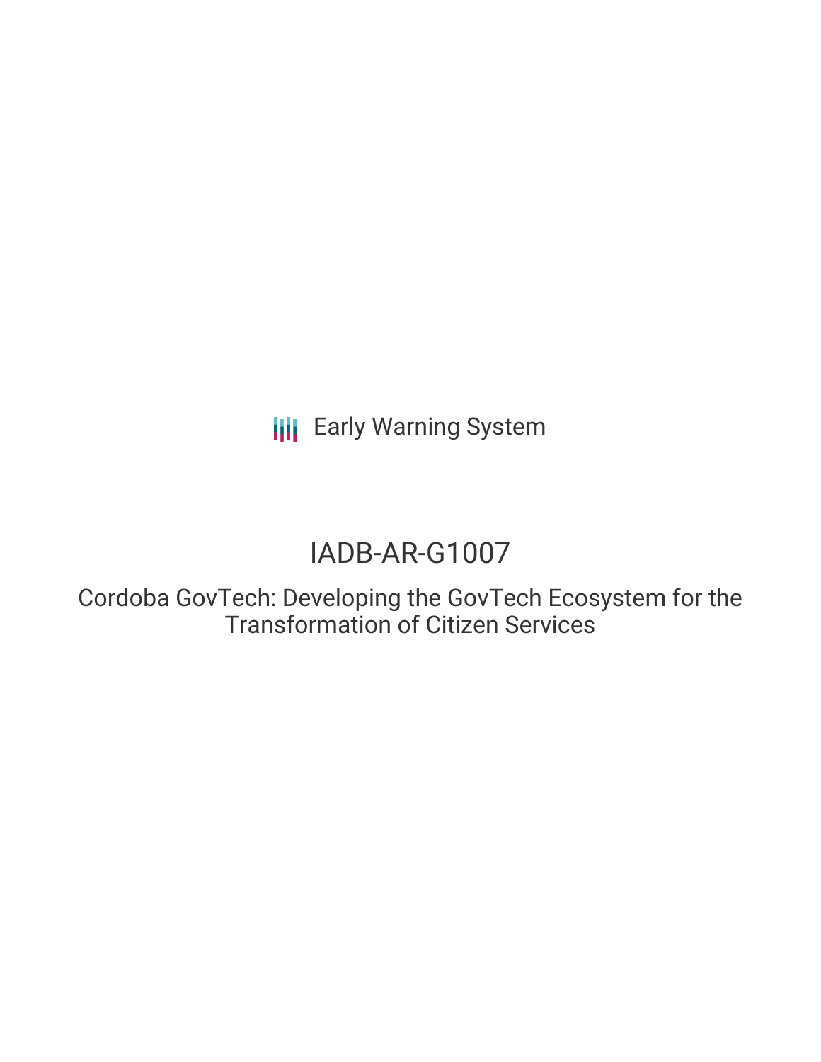Early Warning System

# IADB-AR-G1007

## Cordoba GovTech: Developing the GovTech Ecosystem for the Transformation of Citizen Services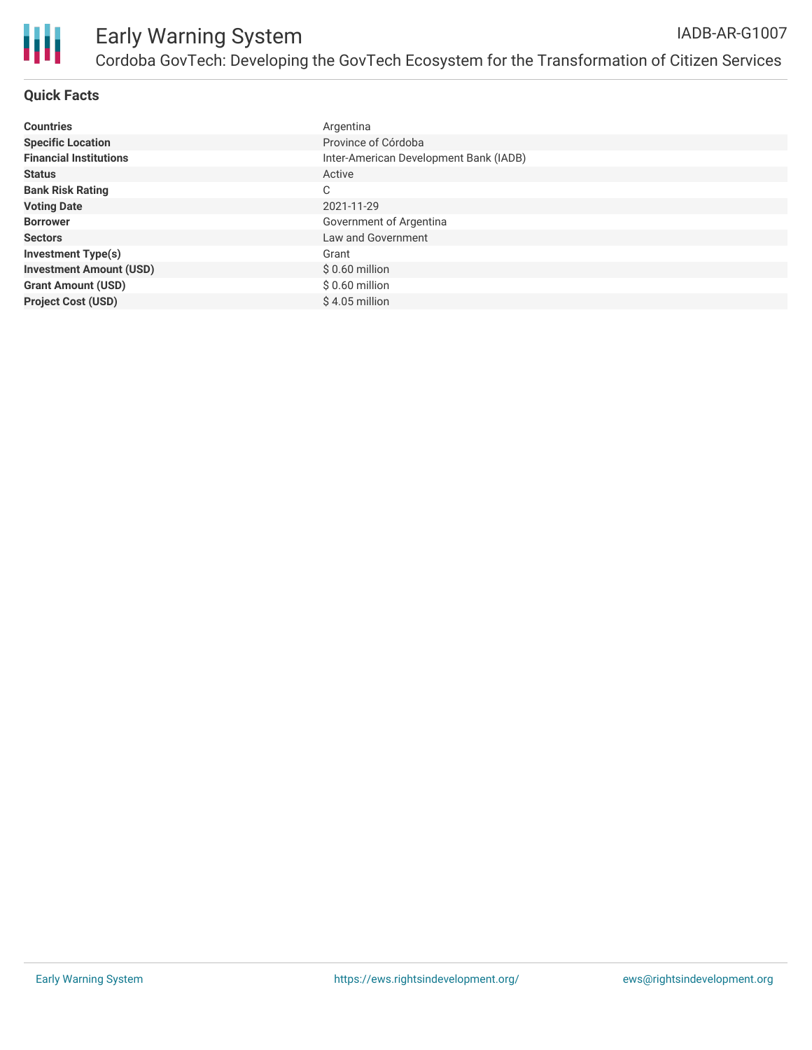## Quick Facts

| | |
|---|---|
| **Countries** | Argentina |
| **Specific Location** | Province of Córdoba |
| **Financial Institutions** | Inter-American Development Bank (IADB) |
| **Status** | Active |
| **Bank Risk Rating** | C |
| **Voting Date** | 2021-11-29 |
| **Borrower** | Government of Argentina |
| **Sectors** | Law and Government |
| **Investment Type(s)** | Grant |
| **Investment Amount (USD)** | $ 0.60 million |
| **Grant Amount (USD)** | $ 0.60 million |
| **Project Cost (USD)** | $ 4.05 million |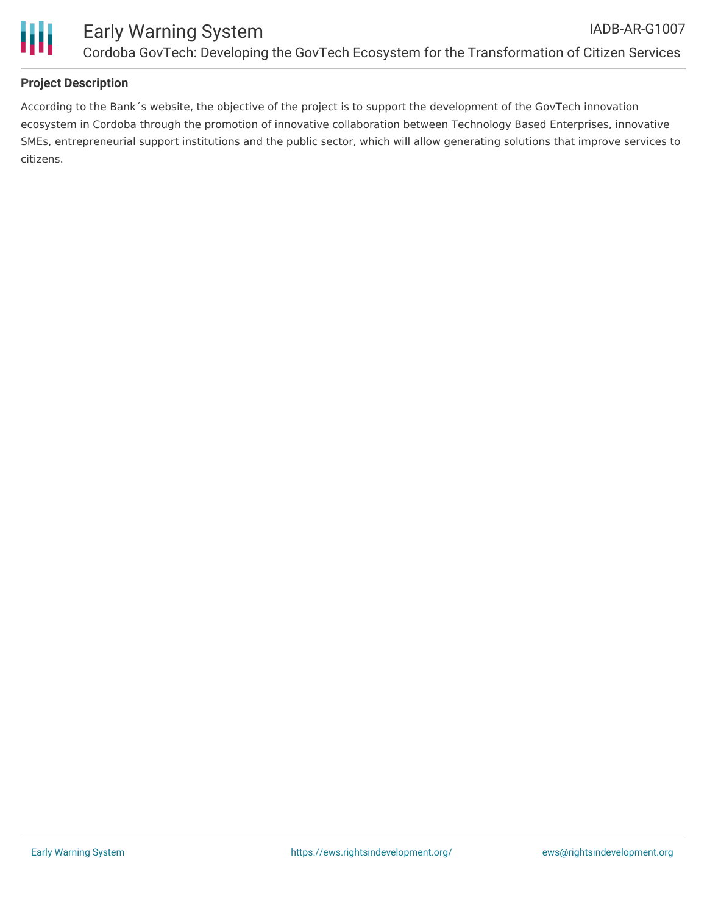## Project Description

According to the Bank´s website, the objective of the project is to support the development of the GovTech innovation ecosystem in Cordoba through the promotion of innovative collaboration between Technology Based Enterprises, innovative SMEs, entrepreneurial support institutions and the public sector, which will allow generating solutions that improve services to citizens.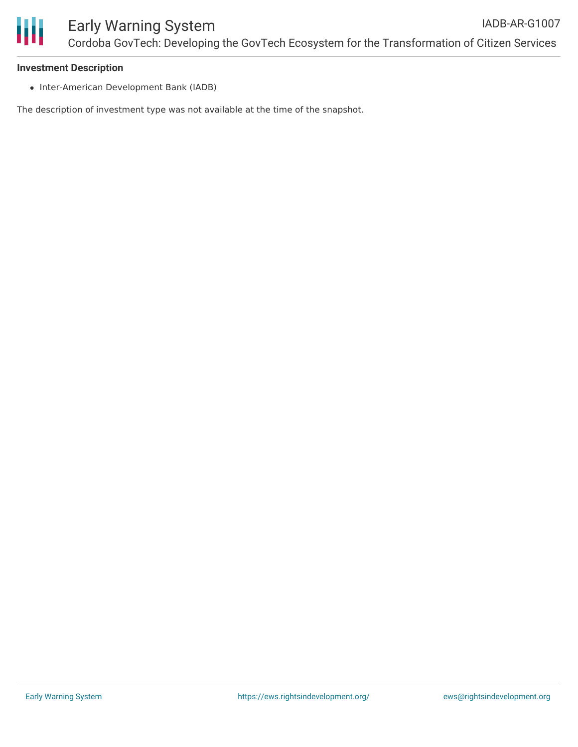**Investment Description**

- Inter-American Development Bank (IADB)

The description of investment type was not available at the time of the snapshot.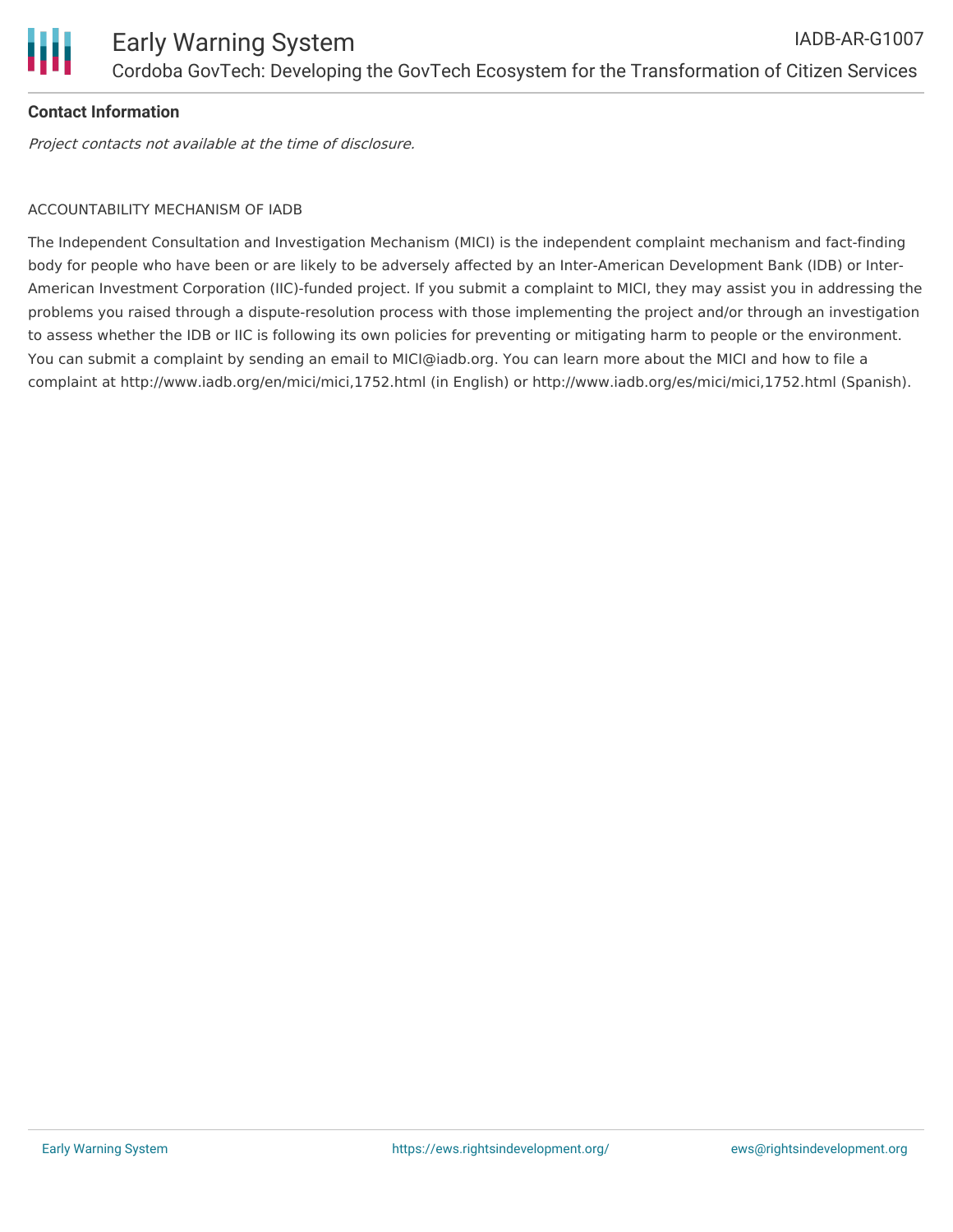**Contact Information**

*Project contacts not available at the time of disclosure.*

ACCOUNTABILITY MECHANISM OF IADB

The Independent Consultation and Investigation Mechanism (MICI) is the independent complaint mechanism and fact-finding body for people who have been or are likely to be adversely affected by an Inter-American Development Bank (IDB) or Inter-American Investment Corporation (IIC)-funded project. If you submit a complaint to MICI, they may assist you in addressing the problems you raised through a dispute-resolution process with those implementing the project and/or through an investigation to assess whether the IDB or IIC is following its own policies for preventing or mitigating harm to people or the environment. You can submit a complaint by sending an email to MICI@iadb.org. You can learn more about the MICI and how to file a complaint at http://www.iadb.org/en/mici/mici,1752.html (in English) or http://www.iadb.org/es/mici/mici,1752.html (Spanish).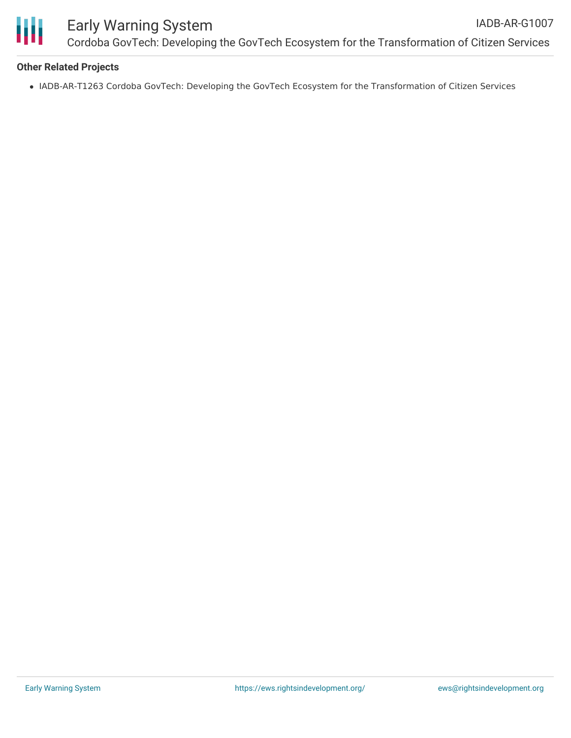### Other Related Projects

- IADB-AR-T1263 Cordoba GovTech: Developing the GovTech Ecosystem for the Transformation of Citizen Services